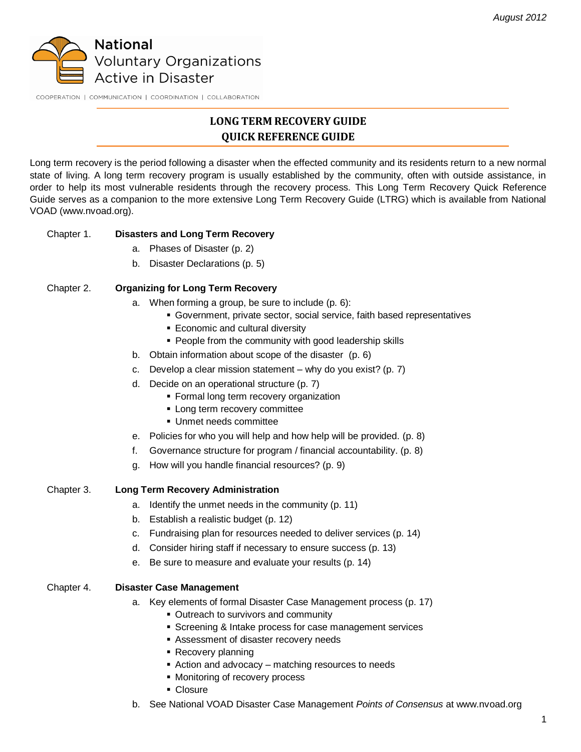August 2012

National Voluntary Organizations Active in Disaster

COOPERATION | COMMUNICATION | COORDINATION | COLLABORATION

# LONG TERM RECOVERY GUIDE
# QUICK REFERENCE GUIDE

Long term recovery is the period following a disaster when the effected community and its residents return to a new normal state of living. A long term recovery program is usually established by the community, often with outside assistance, in order to help its most vulnerable residents through the recovery process. This Long Term Recovery Quick Reference Guide serves as a companion to the more extensive Long Term Recovery Guide (LTRG) which is available from National VOAD (www.nvoad.org).

Chapter 1. **Disasters and Long Term Recovery**

a. Phases of Disaster (p. 2)
b. Disaster Declarations (p. 5)

Chapter 2. **Organizing for Long Term Recovery**

a. When forming a group, be sure to include (p. 6):
   - Government, private sector, social service, faith based representatives
   - Economic and cultural diversity
   - People from the community with good leadership skills
b. Obtain information about scope of the disaster (p. 6)
c. Develop a clear mission statement – why do you exist? (p. 7)
d. Decide on an operational structure (p. 7)
   - Formal long term recovery organization
   - Long term recovery committee
   - Unmet needs committee
e. Policies for who you will help and how help will be provided. (p. 8)
f. Governance structure for program / financial accountability. (p. 8)
g. How will you handle financial resources? (p. 9)

Chapter 3. **Long Term Recovery Administration**

a. Identify the unmet needs in the community (p. 11)
b. Establish a realistic budget (p. 12)
c. Fundraising plan for resources needed to deliver services (p. 14)
d. Consider hiring staff if necessary to ensure success (p. 13)
e. Be sure to measure and evaluate your results (p. 14)

Chapter 4. **Disaster Case Management**

a. Key elements of formal Disaster Case Management process (p. 17)
   - Outreach to survivors and community
   - Screening & Intake process for case management services
   - Assessment of disaster recovery needs
   - Recovery planning
   - Action and advocacy – matching resources to needs
   - Monitoring of recovery process
   - Closure
b. See National VOAD Disaster Case Management *Points of Consensus* at www.nvoad.org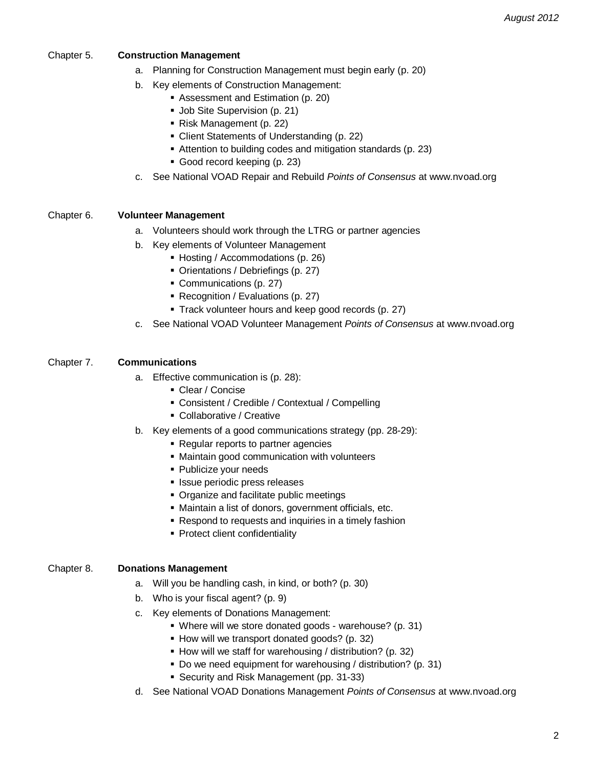## Chapter 5. Construction Management

a. Planning for Construction Management must begin early (p. 20)

b. Key elements of Construction Management:
   - Assessment and Estimation (p. 20)
   - Job Site Supervision (p. 21)
   - Risk Management (p. 22)
   - Client Statements of Understanding (p. 22)
   - Attention to building codes and mitigation standards (p. 23)
   - Good record keeping (p. 23)

c. See National VOAD Repair and Rebuild *Points of Consensus* at www.nvoad.org

## Chapter 6. Volunteer Management

a. Volunteers should work through the LTRG or partner agencies

b. Key elements of Volunteer Management
   - Hosting / Accommodations (p. 26)
   - Orientations / Debriefings (p. 27)
   - Communications (p. 27)
   - Recognition / Evaluations (p. 27)
   - Track volunteer hours and keep good records (p. 27)

c. See National VOAD Volunteer Management *Points of Consensus* at www.nvoad.org

## Chapter 7. Communications

a. Effective communication is (p. 28):
   - Clear / Concise
   - Consistent / Credible / Contextual / Compelling
   - Collaborative / Creative

b. Key elements of a good communications strategy (pp. 28-29):
   - Regular reports to partner agencies
   - Maintain good communication with volunteers
   - Publicize your needs
   - Issue periodic press releases
   - Organize and facilitate public meetings
   - Maintain a list of donors, government officials, etc.
   - Respond to requests and inquiries in a timely fashion
   - Protect client confidentiality

## Chapter 8. Donations Management

a. Will you be handling cash, in kind, or both? (p. 30)

b. Who is your fiscal agent? (p. 9)

c. Key elements of Donations Management:
   - Where will we store donated goods - warehouse? (p. 31)
   - How will we transport donated goods? (p. 32)
   - How will we staff for warehousing / distribution? (p. 32)
   - Do we need equipment for warehousing / distribution? (p. 31)
   - Security and Risk Management (pp. 31-33)

d. See National VOAD Donations Management *Points of Consensus* at www.nvoad.org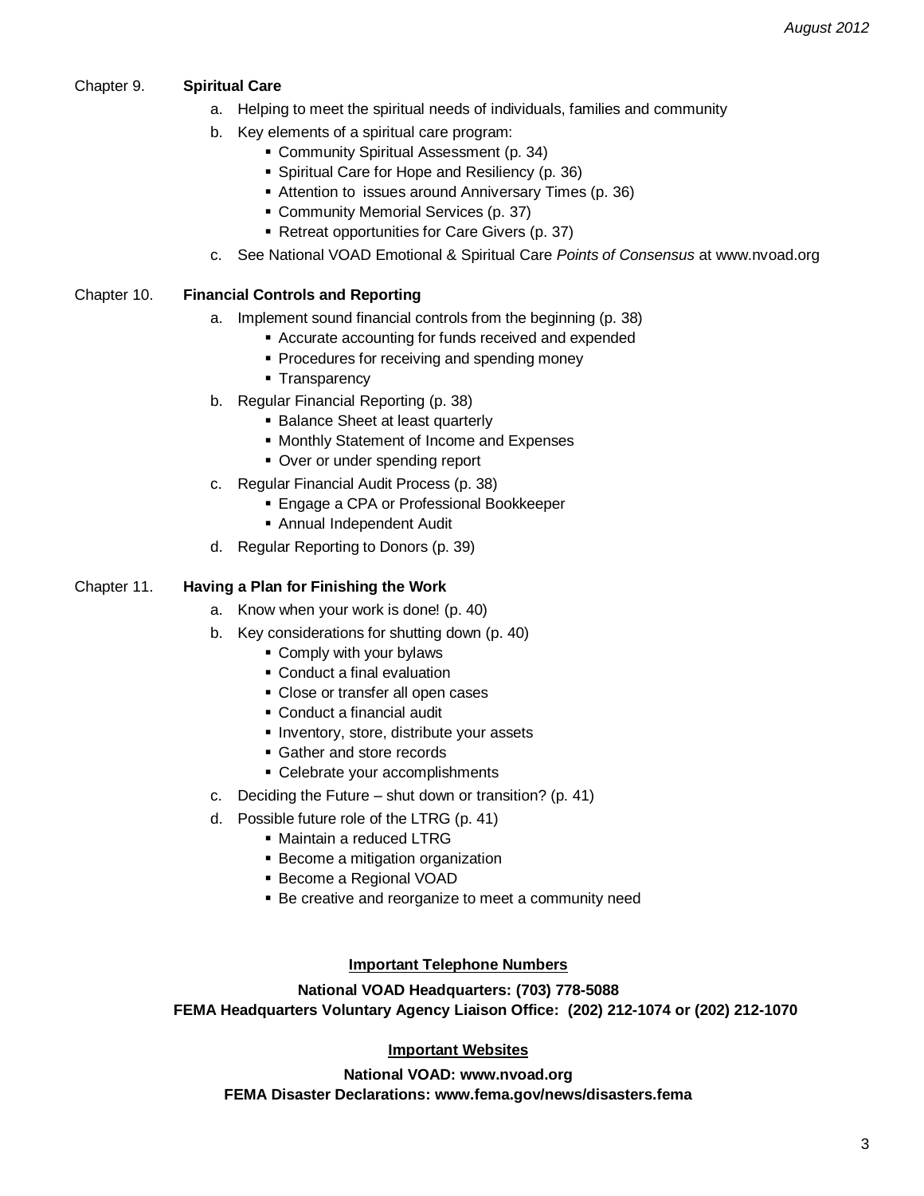Chapter 9. **Spiritual Care**

a. Helping to meet the spiritual needs of individuals, families and community
b. Key elements of a spiritual care program:
    - Community Spiritual Assessment (p. 34)
    - Spiritual Care for Hope and Resiliency (p. 36)
    - Attention to issues around Anniversary Times (p. 36)
    - Community Memorial Services (p. 37)
    - Retreat opportunities for Care Givers (p. 37)
c. See National VOAD Emotional & Spiritual Care *Points of Consensus* at www.nvoad.org

Chapter 10. **Financial Controls and Reporting**

a. Implement sound financial controls from the beginning (p. 38)
    - Accurate accounting for funds received and expended
    - Procedures for receiving and spending money
    - Transparency
b. Regular Financial Reporting (p. 38)
    - Balance Sheet at least quarterly
    - Monthly Statement of Income and Expenses
    - Over or under spending report
c. Regular Financial Audit Process (p. 38)
    - Engage a CPA or Professional Bookkeeper
    - Annual Independent Audit
d. Regular Reporting to Donors (p. 39)

Chapter 11. **Having a Plan for Finishing the Work**

a. Know when your work is done! (p. 40)
b. Key considerations for shutting down (p. 40)
    - Comply with your bylaws
    - Conduct a final evaluation
    - Close or transfer all open cases
    - Conduct a financial audit
    - Inventory, store, distribute your assets
    - Gather and store records
    - Celebrate your accomplishments
c. Deciding the Future – shut down or transition? (p. 41)
d. Possible future role of the LTRG (p. 41)
    - Maintain a reduced LTRG
    - Become a mitigation organization
    - Become a Regional VOAD
    - Be creative and reorganize to meet a community need

**Important Telephone Numbers**

**National VOAD Headquarters: (703) 778-5088**
**FEMA Headquarters Voluntary Agency Liaison Office: (202) 212-1074 or (202) 212-1070**

**Important Websites**

**National VOAD: www.nvoad.org**
**FEMA Disaster Declarations: www.fema.gov/news/disasters.fema**